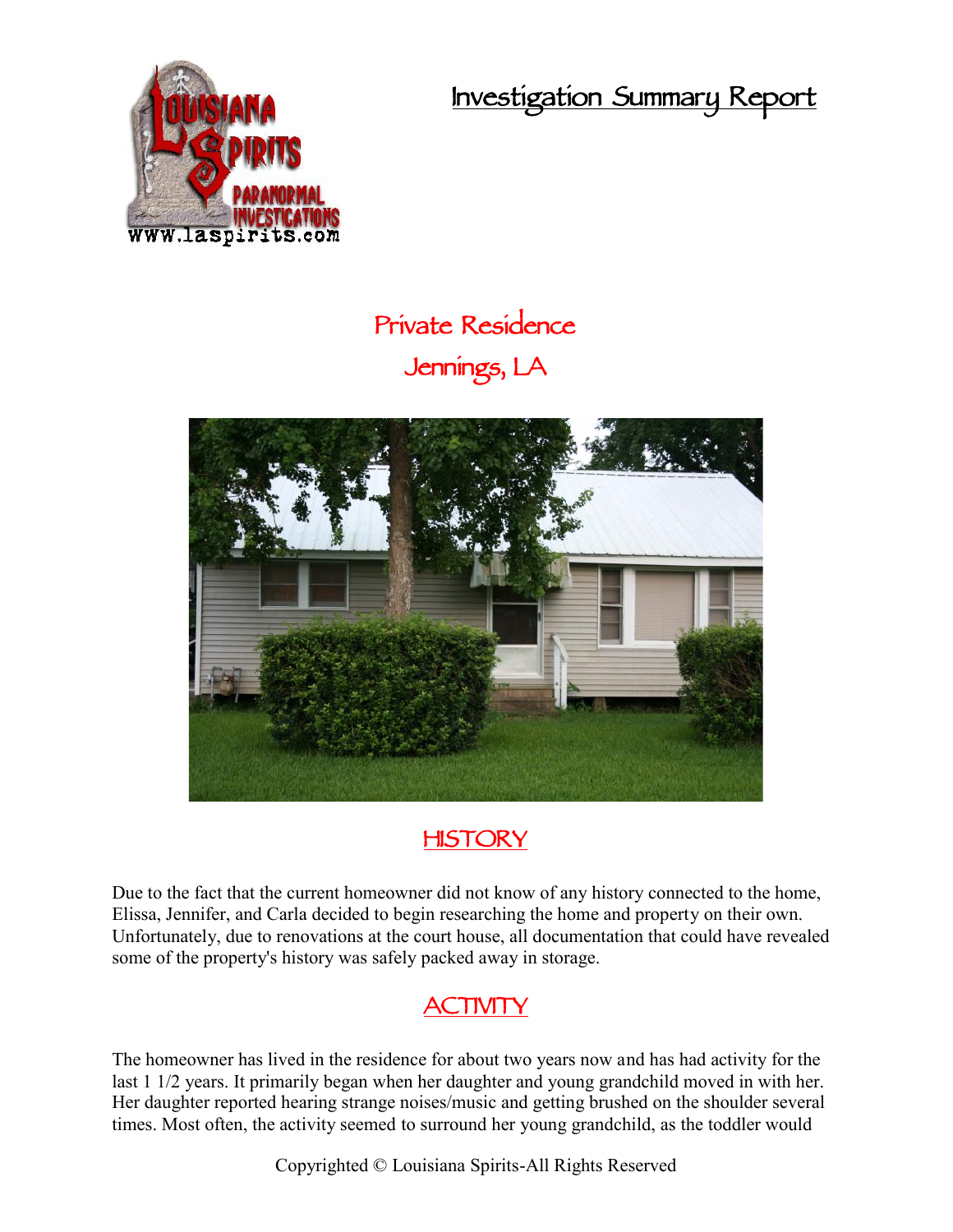# Investigation Summary Report

## Private Residence
## Jennings, LA

## HISTORY

Due to the fact that the current homeowner did not know of any history connected to the home, Elissa, Jennifer, and Carla decided to begin researching the home and property on their own. Unfortunately, due to renovations at the court house, all documentation that could have revealed some of the property's history was safely packed away in storage.

## ACTIVITY

The homeowner has lived in the residence for about two years now and has had activity for the last 1 1/2 years. It primarily began when her daughter and young grandchild moved in with her. Her daughter reported hearing strange noises/music and getting brushed on the shoulder several times. Most often, the activity seemed to surround her young grandchild, as the toddler would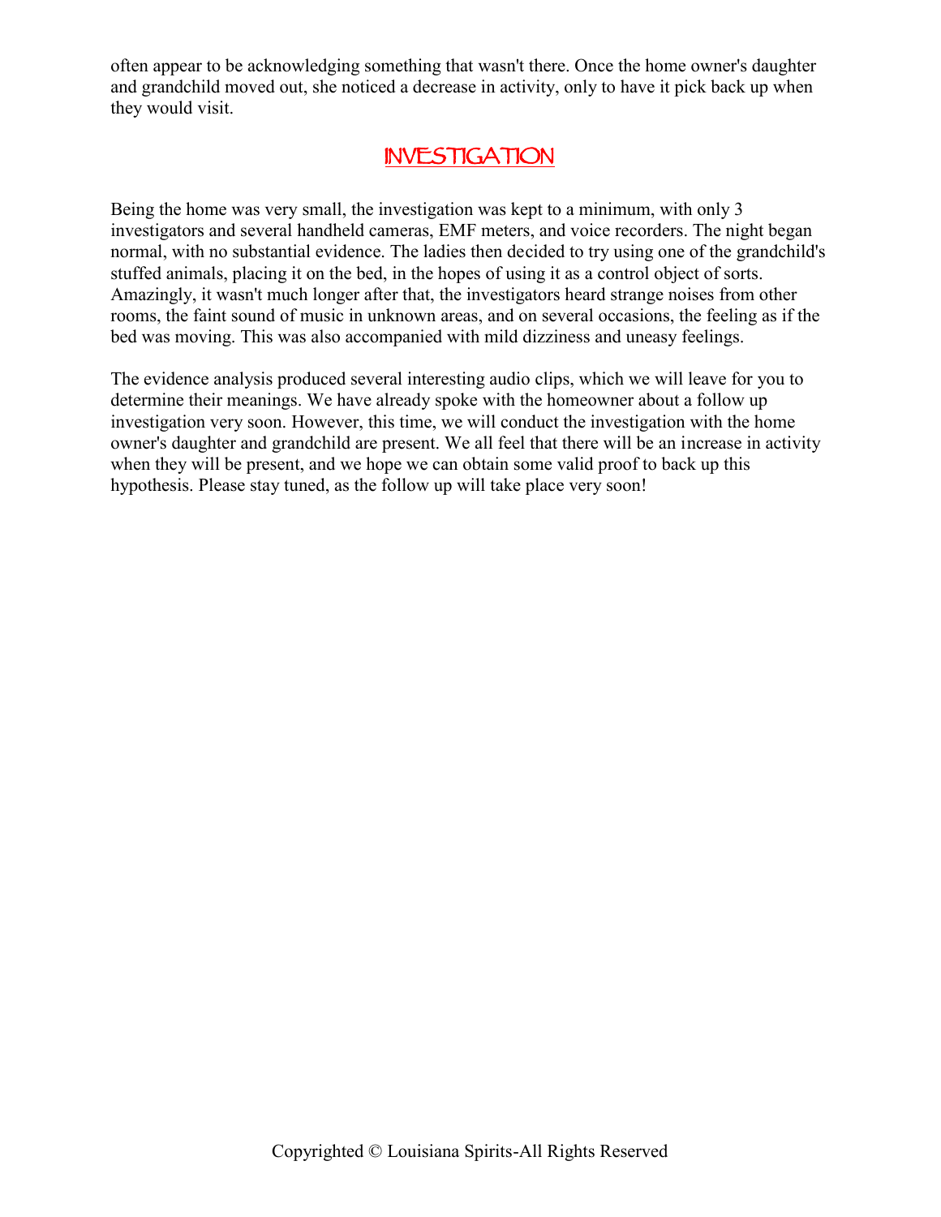often appear to be acknowledging something that wasn't there. Once the home owner's daughter and grandchild moved out, she noticed a decrease in activity, only to have it pick back up when they would visit.

## INVESTIGATION

Being the home was very small, the investigation was kept to a minimum, with only 3 investigators and several handheld cameras, EMF meters, and voice recorders. The night began normal, with no substantial evidence. The ladies then decided to try using one of the grandchild's stuffed animals, placing it on the bed, in the hopes of using it as a control object of sorts. Amazingly, it wasn't much longer after that, the investigators heard strange noises from other rooms, the faint sound of music in unknown areas, and on several occasions, the feeling as if the bed was moving. This was also accompanied with mild dizziness and uneasy feelings.

The evidence analysis produced several interesting audio clips, which we will leave for you to determine their meanings. We have already spoke with the homeowner about a follow up investigation very soon. However, this time, we will conduct the investigation with the home owner's daughter and grandchild are present. We all feel that there will be an increase in activity when they will be present, and we hope we can obtain some valid proof to back up this hypothesis. Please stay tuned, as the follow up will take place very soon!

Copyrighted © Louisiana Spirits-All Rights Reserved